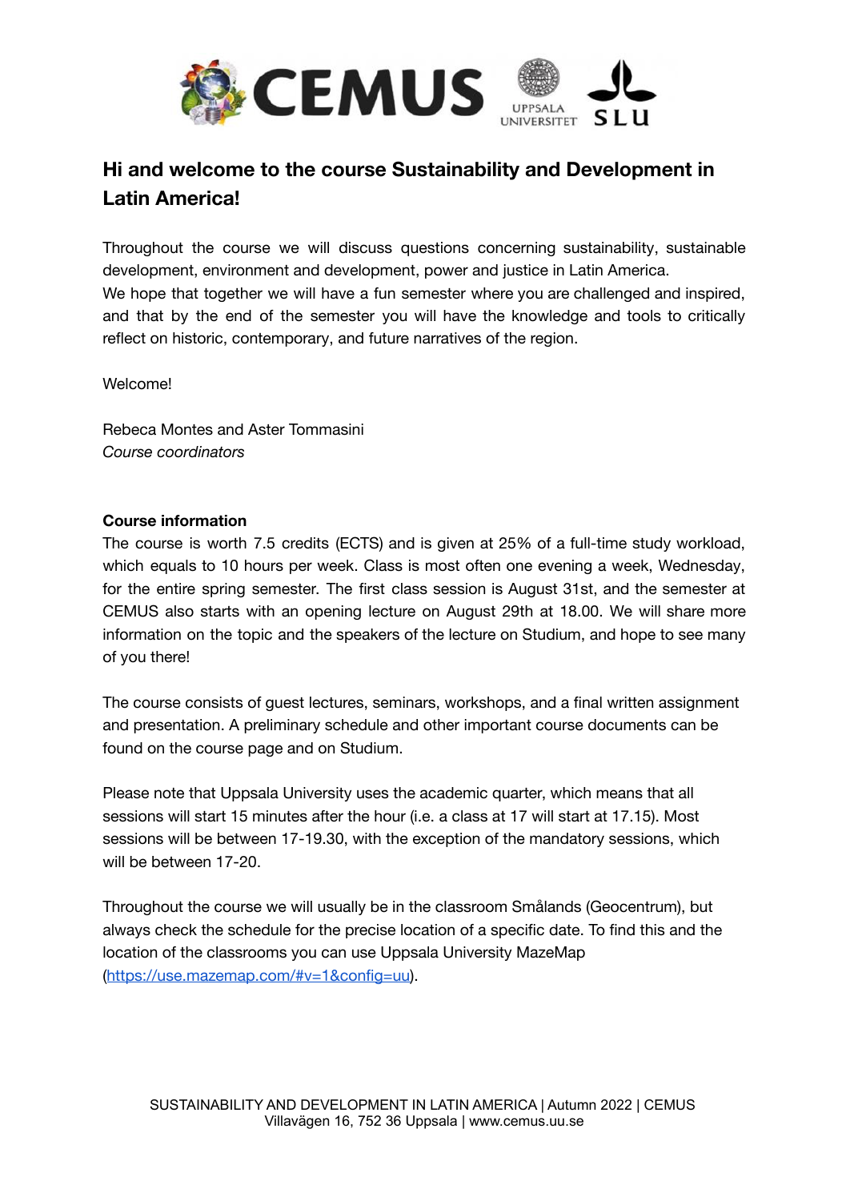## Hi and welcome to the course Sustainability and Development in Latin America!

Throughout the course we will discuss questions concerning sustainability, sustainable development, environment and development, power and justice in Latin America.
We hope that together we will have a fun semester where you are challenged and inspired, and that by the end of the semester you will have the knowledge and tools to critically reflect on historic, contemporary, and future narratives of the region.

Welcome!

Rebeca Montes and Aster Tommasini
*Course coordinators*

**Course information**
The course is worth 7.5 credits (ECTS) and is given at 25% of a full-time study workload, which equals to 10 hours per week. Class is most often one evening a week, Wednesday, for the entire spring semester. The first class session is August 31st, and the semester at CEMUS also starts with an opening lecture on August 29th at 18.00. We will share more information on the topic and the speakers of the lecture on Studium, and hope to see many of you there!

The course consists of guest lectures, seminars, workshops, and a final written assignment and presentation. A preliminary schedule and other important course documents can be found on the course page and on Studium.

Please note that Uppsala University uses the academic quarter, which means that all sessions will start 15 minutes after the hour (i.e. a class at 17 will start at 17.15). Most sessions will be between 17-19.30, with the exception of the mandatory sessions, which will be between 17-20.

Throughout the course we will usually be in the classroom Smålands (Geocentrum), but always check the schedule for the precise location of a specific date. To find this and the location of the classrooms you can use Uppsala University MazeMap (https://use.mazemap.com/#v=1&config=uu).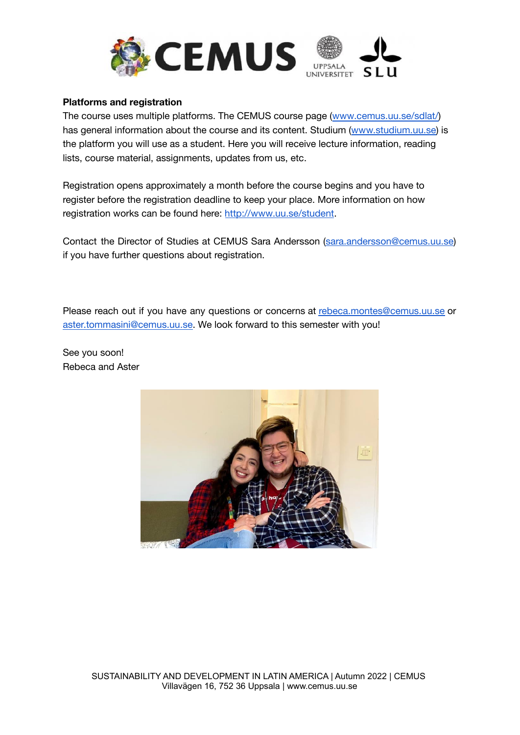**Platforms and registration**

The course uses multiple platforms. The CEMUS course page (www.cemus.uu.se/sdlat/) has general information about the course and its content. Studium (www.studium.uu.se) is the platform you will use as a student. Here you will receive lecture information, reading lists, course material, assignments, updates from us, etc.

Registration opens approximately a month before the course begins and you have to register before the registration deadline to keep your place. More information on how registration works can be found here: http://www.uu.se/student.

Contact the Director of Studies at CEMUS Sara Andersson (sara.andersson@cemus.uu.se) if you have further questions about registration.

Please reach out if you have any questions or concerns at rebeca.montes@cemus.uu.se or aster.tommasini@cemus.uu.se. We look forward to this semester with you!

See you soon!
Rebeca and Aster